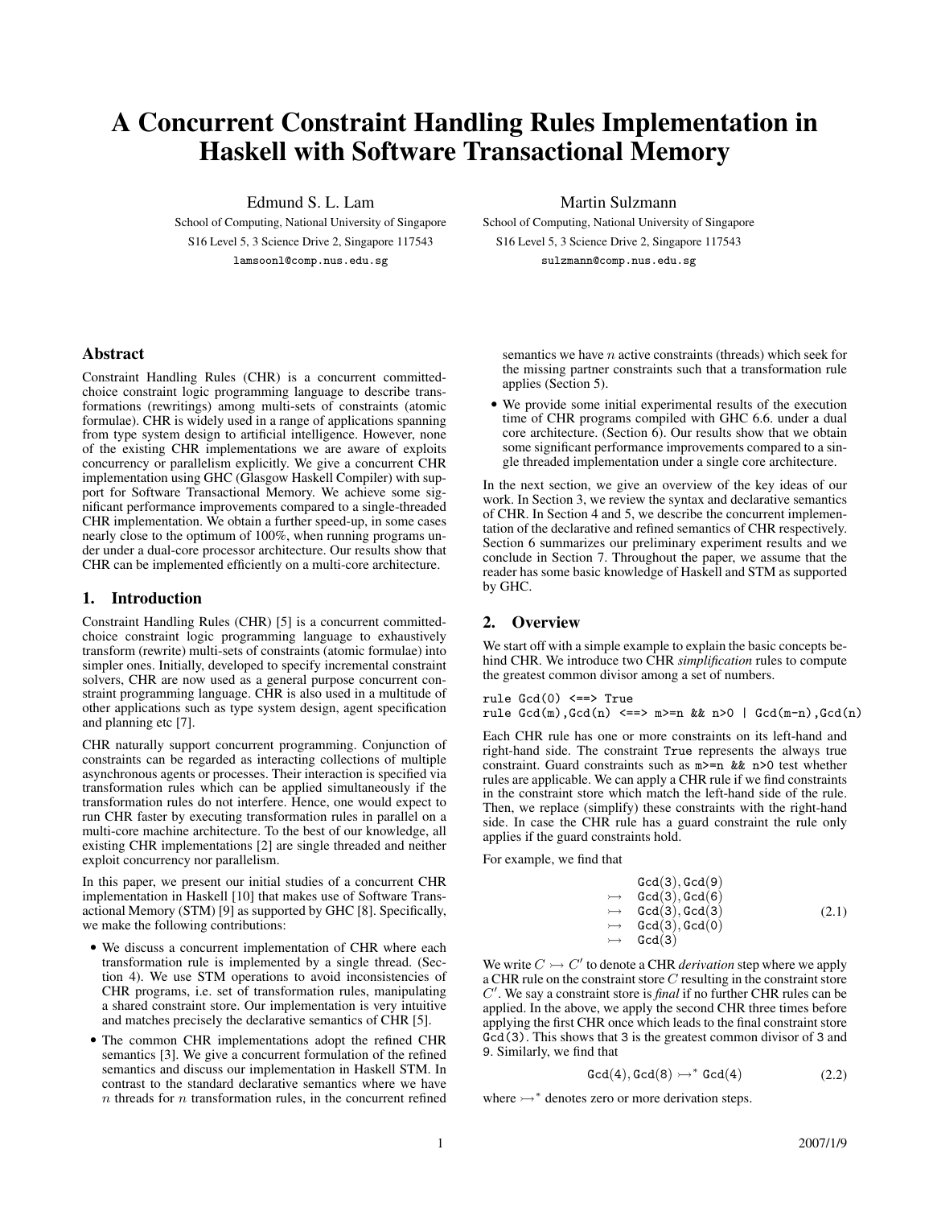# A Concurrent Constraint Handling Rules Implementation in Haskell with Software Transactional Memory

Edmund S. L. Lam
School of Computing, National University of Singapore
S16 Level 5, 3 Science Drive 2, Singapore 117543
lamsoonl@comp.nus.edu.sg

Martin Sulzmann
School of Computing, National University of Singapore
S16 Level 5, 3 Science Drive 2, Singapore 117543
sulzmann@comp.nus.edu.sg

## Abstract

Constraint Handling Rules (CHR) is a concurrent committed-choice constraint logic programming language to describe transformations (rewritings) among multi-sets of constraints (atomic formulae). CHR is widely used in a range of applications spanning from type system design to artificial intelligence. However, none of the existing CHR implementations we are aware of exploits concurrency or parallelism explicitly. We give a concurrent CHR implementation using GHC (Glasgow Haskell Compiler) with support for Software Transactional Memory. We achieve some significant performance improvements compared to a single-threaded CHR implementation. We obtain a further speed-up, in some cases nearly close to the optimum of 100%, when running programs under under a dual-core processor architecture. Our results show that CHR can be implemented efficiently on a multi-core architecture.

## 1. Introduction

Constraint Handling Rules (CHR) [5] is a concurrent committed-choice constraint logic programming language to exhaustively transform (rewrite) multi-sets of constraints (atomic formulae) into simpler ones. Initially, developed to specify incremental constraint solvers, CHR are now used as a general purpose concurrent constraint programming language. CHR is also used in a multitude of other applications such as type system design, agent specification and planning etc [7].

CHR naturally support concurrent programming. Conjunction of constraints can be regarded as interacting collections of multiple asynchronous agents or processes. Their interaction is specified via transformation rules which can be applied simultaneously if the transformation rules do not interfere. Hence, one would expect to run CHR faster by executing transformation rules in parallel on a multi-core machine architecture. To the best of our knowledge, all existing CHR implementations [2] are single threaded and neither exploit concurrency nor parallelism.

In this paper, we present our initial studies of a concurrent CHR implementation in Haskell [10] that makes use of Software Transactional Memory (STM) [9] as supported by GHC [8]. Specifically, we make the following contributions:

- We discuss a concurrent implementation of CHR where each transformation rule is implemented by a single thread. (Section 4). We use STM operations to avoid inconsistencies of CHR programs, i.e. set of transformation rules, manipulating a shared constraint store. Our implementation is very intuitive and matches precisely the declarative semantics of CHR [5].
- The common CHR implementations adopt the refined CHR semantics [3]. We give a concurrent formulation of the refined semantics and discuss our implementation in Haskell STM. In contrast to the standard declarative semantics where we have $n$ threads for $n$ transformation rules, in the concurrent refined semantics we have $n$ active constraints (threads) which seek for the missing partner constraints such that a transformation rule applies (Section 5).
- We provide some initial experimental results of the execution time of CHR programs compiled with GHC 6.6. under a dual core architecture. (Section 6). Our results show that we obtain some significant performance improvements compared to a single threaded implementation under a single core architecture.

In the next section, we give an overview of the key ideas of our work. In Section 3, we review the syntax and declarative semantics of CHR. In Section 4 and 5, we describe the concurrent implementation of the declarative and refined semantics of CHR respectively. Section 6 summarizes our preliminary experiment results and we conclude in Section 7. Throughout the paper, we assume that the reader has some basic knowledge of Haskell and STM as supported by GHC.

## 2. Overview

We start off with a simple example to explain the basic concepts behind CHR. We introduce two CHR *simplification* rules to compute the greatest common divisor among a set of numbers.

```
rule Gcd(0) <==> True
rule Gcd(m),Gcd(n) <==> m>=n && n>0 | Gcd(m-n),Gcd(n)
```

Each CHR rule has one or more constraints on its left-hand and right-hand side. The constraint True represents the always true constraint. Guard constraints such as m>=n && n>0 test whether rules are applicable. We can apply a CHR rule if we find constraints in the constraint store which match the left-hand side of the rule. Then, we replace (simplify) these constraints with the right-hand side. In case the CHR rule has a guard constraint the rule only applies if the guard constraints hold.

For example, we find that

$$\begin{array}{ll} & \texttt{Gcd(3), Gcd(9)} \\ \rightarrowtail & \texttt{Gcd(3), Gcd(6)} \\ \rightarrowtail & \texttt{Gcd(3), Gcd(3)} \\ \rightarrowtail & \texttt{Gcd(3), Gcd(0)} \\ \rightarrowtail & \texttt{Gcd(3)} \end{array} \tag{2.1}$$

We write $C \rightarrowtail C'$ to denote a CHR *derivation* step where we apply a CHR rule on the constraint store $C$ resulting in the constraint store $C'$. We say a constraint store is *final* if no further CHR rules can be applied. In the above, we apply the second CHR three times before applying the first CHR once which leads to the final constraint store Gcd(3). This shows that 3 is the greatest common divisor of 3 and 9. Similarly, we find that

$$\texttt{Gcd(4), Gcd(8)} \rightarrowtail^* \texttt{Gcd(4)} \tag{2.2}$$

where $\rightarrowtail^*$ denotes zero or more derivation steps.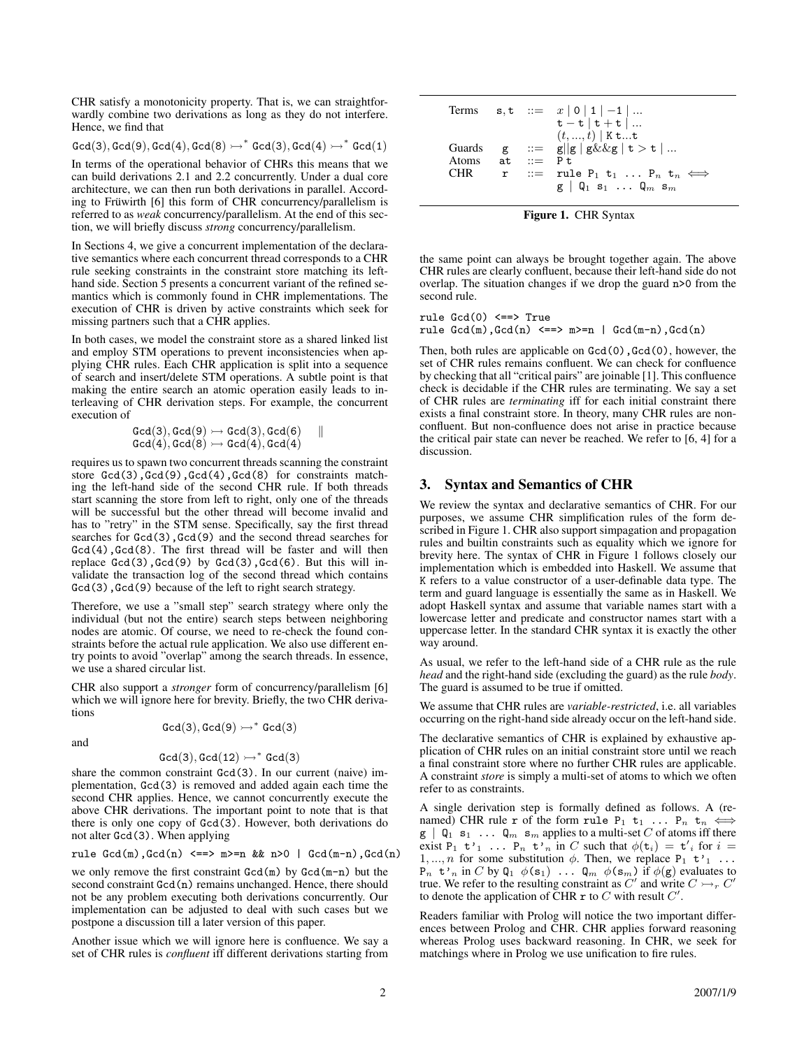CHR satisfy a monotonicity property. That is, we can straightforwardly combine two derivations as long as they do not interfere. Hence, we find that

$$\texttt{Gcd}(3), \texttt{Gcd}(9), \texttt{Gcd}(4), \texttt{Gcd}(8) \rightarrowtail^* \texttt{Gcd}(3), \texttt{Gcd}(4) \rightarrowtail^* \texttt{Gcd}(1)$$

In terms of the operational behavior of CHRs this means that we can build derivations 2.1 and 2.2 concurrently. Under a dual core architecture, we can then run both derivations in parallel. According to Früwirth [6] this form of CHR concurrency/parallelism is referred to as *weak* concurrency/parallelism. At the end of this section, we will briefly discuss *strong* concurrency/parallelism.

In Sections 4, we give a concurrent implementation of the declarative semantics where each concurrent thread corresponds to a CHR rule seeking constraints in the constraint store matching its left-hand side. Section 5 presents a concurrent variant of the refined semantics which is commonly found in CHR implementations. The execution of CHR is driven by active constraints which seek for missing partners such that a CHR applies.

In both cases, we model the constraint store as a shared linked list and employ STM operations to prevent inconsistencies when applying CHR rules. Each CHR application is split into a sequence of search and insert/delete STM operations. A subtle point is that making the entire search an atomic operation easily leads to interleaving of CHR derivation steps. For example, the concurrent execution of

$$\begin{array}{ll} \texttt{Gcd}(3), \texttt{Gcd}(9) \rightarrowtail \texttt{Gcd}(3), \texttt{Gcd}(6) & \| \\ \texttt{Gcd}(4), \texttt{Gcd}(8) \rightarrowtail \texttt{Gcd}(4), \texttt{Gcd}(4) & \end{array}$$

requires us to spawn two concurrent threads scanning the constraint store `Gcd(3),Gcd(9),Gcd(4),Gcd(8)` for constraints matching the left-hand side of the second CHR rule. If both threads start scanning the store from left to right, only one of the threads will be successful but the other thread will become invalid and has to "retry" in the STM sense. Specifically, say the first thread searches for `Gcd(3),Gcd(9)` and the second thread searches for `Gcd(4),Gcd(8)`. The first thread will be faster and will then replace `Gcd(3),Gcd(9)` by `Gcd(3),Gcd(6)`. But this will invalidate the transaction log of the second thread which contains `Gcd(3),Gcd(9)` because of the left to right search strategy.

Therefore, we use a "small step" search strategy where only the individual (but not the entire) search steps between neighboring nodes are atomic. Of course, we need to re-check the found constraints before the actual rule application. We also use different entry points to avoid "overlap" among the search threads. In essence, we use a shared circular list.

CHR also support a *stronger* form of concurrency/parallelism [6] which we will ignore here for brevity. Briefly, the two CHR derivations

$$\texttt{Gcd}(3), \texttt{Gcd}(9) \rightarrowtail^* \texttt{Gcd}(3)$$

and

$$\texttt{Gcd}(3), \texttt{Gcd}(12) \rightarrowtail^* \texttt{Gcd}(3)$$

share the common constraint `Gcd(3)`. In our current (naive) implementation, `Gcd(3)` is removed and added again each time the second CHR applies. Hence, we cannot concurrently execute the above CHR derivations. The important point to note that is that there is only one copy of `Gcd(3)`. However, both derivations do not alter `Gcd(3)`. When applying

```
rule Gcd(m),Gcd(n) <==> m>=n && n>0 | Gcd(m-n),Gcd(n)
```

we only remove the first constraint `Gcd(m)` by `Gcd(m-n)` but the second constraint `Gcd(n)` remains unchanged. Hence, there should not be any problem executing both derivations concurrently. Our implementation can be adjusted to deal with such cases but we postpone a discussion till a later version of this paper.

Another issue which we will ignore here is confluence. We say a set of CHR rules is *confluent* iff different derivations starting from the same point can always be brought together again. The above CHR rules are clearly confluent, because their left-hand side do not overlap. The situation changes if we drop the guard `n>0` from the second rule.

```
rule Gcd(0) <==> True
rule Gcd(m),Gcd(n) <==> m>=n | Gcd(m-n),Gcd(n)
```

Then, both rules are applicable on `Gcd(0),Gcd(0)`, however, the set of CHR rules remains confluent. We can check for confluence by checking that all "critical pairs" are joinable [1]. This confluence check is decidable if the CHR rules are terminating. We say a set of CHR rules are *terminating* iff for each initial constraint there exists a final constraint store. In theory, many CHR rules are non-confluent. But non-confluence does not arise in practice because the critical pair state can never be reached. We refer to [6, 4] for a discussion.

| | | | |
|---|---|---|---|
| Terms | s, t | ::= | $x$ \| 0 \| 1 \| −1 \| ... |
| | | | t − t \| t + t \| ... |
| | | | $(t, ..., t)$ \| K t...t |
| Guards | g | ::= | g\|\|g \| g&&g \| t > t \| ... |
| Atoms | at | ::= | P t |
| CHR | r | ::= | rule $\texttt{P}_1\ \texttt{t}_1\ \ldots\ \texttt{P}_n\ \texttt{t}_n \iff$ g \| $\texttt{Q}_1\ \texttt{s}_1\ \ldots\ \texttt{Q}_m\ \texttt{s}_m$ |

**Figure 1.** CHR Syntax

## 3. Syntax and Semantics of CHR

We review the syntax and declarative semantics of CHR. For our purposes, we assume CHR simplification rules of the form described in Figure 1. CHR also support simpagation and propagation rules and builtin constraints such as equality which we ignore for brevity here. The syntax of CHR in Figure 1 follows closely our implementation which is embedded into Haskell. We assume that K refers to a value constructor of a user-definable data type. The term and guard language is essentially the same as in Haskell. We adopt Haskell syntax and assume that variable names start with a lowercase letter and predicate and constructor names start with a uppercase letter. In the standard CHR syntax it is exactly the other way around.

As usual, we refer to the left-hand side of a CHR rule as the rule *head* and the right-hand side (excluding the guard) as the rule *body*. The guard is assumed to be true if omitted.

We assume that CHR rules are *variable-restricted*, i.e. all variables occurring on the right-hand side already occur on the left-hand side.

The declarative semantics of CHR is explained by exhaustive application of CHR rules on an initial constraint store until we reach a final constraint store where no further CHR rules are applicable. A constraint *store* is simply a multi-set of atoms to which we often refer to as constraints.

A single derivation step is formally defined as follows. A (renamed) CHR rule r of the form rule $\texttt{P}_1\ \texttt{t}_1\ \ldots\ \texttt{P}_n\ \texttt{t}_n \iff \texttt{g} \mid \texttt{Q}_1\ \texttt{s}_1\ \ldots\ \texttt{Q}_m\ \texttt{s}_m$ applies to a multi-set $C$ of atoms iff there exist $\texttt{P}_1\ \texttt{t'}_1\ \ldots\ \texttt{P}_n\ \texttt{t'}_n$ in $C$ such that $\phi(\texttt{t}_i) = \texttt{t'}_i$ for $i = 1, ..., n$ for some substitution $\phi$. Then, we replace $\texttt{P}_1\ \texttt{t'}_1\ \ldots\ \texttt{P}_n\ \texttt{t'}_n$ in $C$ by $\texttt{Q}_1\ \phi(\texttt{s}_1)\ \ldots\ \texttt{Q}_m\ \phi(\texttt{s}_m)$ if $\phi(\texttt{g})$ evaluates to true. We refer to the resulting constraint as $C'$ and write $C \rightarrowtail_r C'$ to denote the application of CHR r to $C$ with result $C'$.

Readers familiar with Prolog will notice the two important differences between Prolog and CHR. CHR applies forward reasoning whereas Prolog uses backward reasoning. In CHR, we seek for matchings where in Prolog we use unification to fire rules.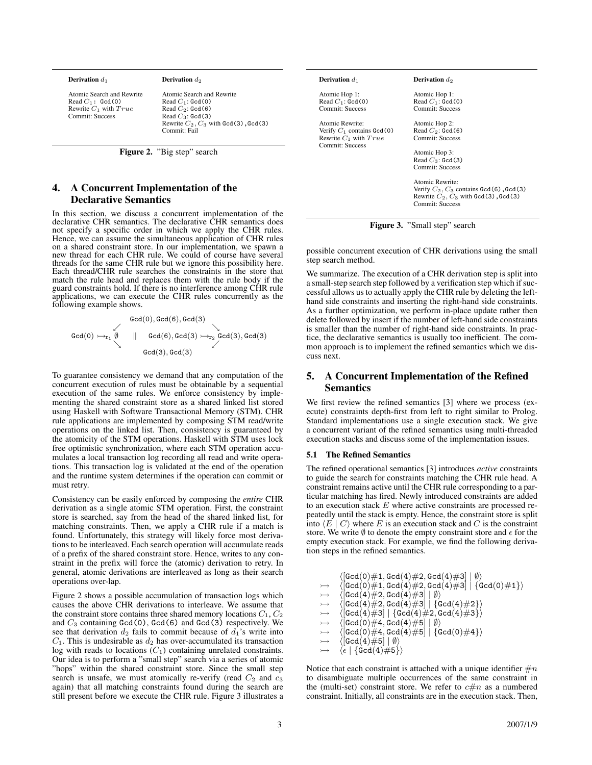| **Derivation** $d_1$ | **Derivation** $d_2$ |
|---|---|
| Atomic Search and Rewrite<br>Read $C_1$: `Gcd(0)`<br>Rewrite $C_1$ with $True$<br>Commit: Success | Atomic Search and Rewrite<br>Read $C_1$: `Gcd(0)`<br>Read $C_2$: `Gcd(6)`<br>Read $C_3$: `Gcd(3)`<br>Rewrite $C_2, C_3$ with `Gcd(3),Gcd(3)`<br>Commit: Fail |

**Figure 2.** "Big step" search

## 4. A Concurrent Implementation of the Declarative Semantics

In this section, we discuss a concurrent implementation of the declarative CHR semantics. The declarative CHR semantics does not specify a specific order in which we apply the CHR rules. Hence, we can assume the simultaneous application of CHR rules on a shared constraint store. In our implementation, we spawn a new thread for each CHR rule. We could of course have several threads for the same CHR rule but we ignore this possibility here. Each thread/CHR rule searches the constraints in the store that match the rule head and replaces them with the rule body if the guard constraints hold. If there is no interference among CHR rule applications, we can execute the CHR rules concurrently as the following example shows.

$$
\begin{array}{ccc}
 & \mathtt{Gcd(0)}, \mathtt{Gcd(6)}, \mathtt{Gcd(3)} & \\
 \swarrow & & \searrow \\
\mathtt{Gcd(0)} \rightarrowtail_{r_1} \emptyset & \quad \| \quad & \mathtt{Gcd(6)}, \mathtt{Gcd(3)} \rightarrowtail_{r_2} \mathtt{Gcd(3)}, \mathtt{Gcd(3)} \\
 \searrow & & \swarrow \\
 & \mathtt{Gcd(3)}, \mathtt{Gcd(3)} &
\end{array}
$$

To guarantee consistency we demand that any computation of the concurrent execution of rules must be obtainable by a sequential execution of the same rules. We enforce consistency by implementing the shared constraint store as a shared linked list stored using Haskell with Software Transactional Memory (STM). CHR rule applications are implemented by composing STM read/write operations on the linked list. Then, consistency is guaranteed by the atomicity of the STM operations. Haskell with STM uses lock free optimistic synchronization, where each STM operation accumulates a local transaction log recording all read and write operations. This transaction log is validated at the end of the operation and the runtime system determines if the operation can commit or must retry.

Consistency can be easily enforced by composing the *entire* CHR derivation as a single atomic STM operation. First, the constraint store is searched, say from the head of the shared linked list, for matching constraints. Then, we apply a CHR rule if a match is found. Unfortunately, this strategy will likely force most derivations to be interleaved. Each search operation will accumulate reads of a prefix of the shared constraint store. Hence, writes to any constraint in the prefix will force the (atomic) derivation to retry. In general, atomic derivations are interleaved as long as their search operations over-lap.

Figure 2 shows a possible accumulation of transaction logs which causes the above CHR derivations to interleave. We assume that the constraint store contains three shared memory locations $C_1$, $C_2$ and $C_3$ containing `Gcd(0)`, `Gcd(6)` and `Gcd(3)` respectively. We see that derivation $d_2$ fails to commit because of $d_1$'s write into $C_1$. This is undesirable as $d_2$ has over-accumulated its transaction log with reads to locations ($C_1$) containing unrelated constraints. Our idea is to perform a "small step" search via a series of atomic "hops" within the shared constraint store. Since the small step search is unsafe, we must atomically re-verify (read $C_2$ and $c_3$ again) that all matching constraints found during the search are still present before we execute the CHR rule. Figure 3 illustrates a possible concurrent execution of CHR derivations using the small step search method.

| **Derivation** $d_1$ | **Derivation** $d_2$ |
|---|---|
| Atomic Hop 1:<br>Read $C_1$: `Gcd(0)`<br>Commit: Success | Atomic Hop 1:<br>Read $C_1$: `Gcd(0)`<br>Commit: Success |
| Atomic Rewrite:<br>Verify $C_1$ contains `Gcd(0)`<br>Rewrite $C_1$ with $True$<br>Commit: Success | Atomic Hop 2:<br>Read $C_2$: `Gcd(6)`<br>Commit: Success |
| | Atomic Hop 3:<br>Read $C_3$: `Gcd(3)`<br>Commit: Success |
| | Atomic Rewrite:<br>Verify $C_2, C_3$ contains `Gcd(6),Gcd(3)`<br>Rewrite $C_2, C_3$ with `Gcd(3),Gcd(3)`<br>Commit: Success |

**Figure 3.** "Small step" search

We summarize. The execution of a CHR derivation step is split into a small-step search step followed by a verification step which if successful allows us to actually apply the CHR rule by deleting the left-hand side constraints and inserting the right-hand side constraints. As a further optimization, we perform in-place update rather then delete followed by insert if the number of left-hand side constraints is smaller than the number of right-hand side constraints. In practice, the declarative semantics is usually too inefficient. The common approach is to implement the refined semantics which we discuss next.

## 5. A Concurrent Implementation of the Refined Semantics

We first review the refined semantics [3] where we process (execute) constraints depth-first from left to right similar to Prolog. Standard implementations use a single execution stack. We give a concurrent variant of the refined semantics using multi-threaded execution stacks and discuss some of the implementation issues.

### 5.1 The Refined Semantics

The refined operational semantics [3] introduces *active* constraints to guide the search for constraints matching the CHR rule head. A constraint remains active until the CHR rule corresponding to a particular matching has fired. Newly introduced constraints are added to an execution stack $E$ where active constraints are processed repeatedly until the stack is empty. Hence, the constraint store is split into $\langle E \mid C \rangle$ where $E$ is an execution stack and $C$ is the constraint store. We write $\emptyset$ to denote the empty constraint store and $\epsilon$ for the empty execution stack. For example, we find the following derivation steps in the refined semantics.

$$
\begin{array}{ll}
 & \langle [\mathtt{Gcd(0)}\#1, \mathtt{Gcd(4)}\#2, \mathtt{Gcd(4)}\#3] \mid \emptyset \rangle \\
\rightarrowtail & \langle [\mathtt{Gcd(0)}\#1, \mathtt{Gcd(4)}\#2, \mathtt{Gcd(4)}\#3] \mid \{\mathtt{Gcd(0)}\#1\} \rangle \\
\rightarrowtail & \langle [\mathtt{Gcd(4)}\#2, \mathtt{Gcd(4)}\#3] \mid \emptyset \rangle \\
\rightarrowtail & \langle [\mathtt{Gcd(4)}\#2, \mathtt{Gcd(4)}\#3] \mid \{\mathtt{Gcd(4)}\#2\} \rangle \\
\rightarrowtail & \langle [\mathtt{Gcd(4)}\#3] \mid \{\mathtt{Gcd(4)}\#2, \mathtt{Gcd(4)}\#3\} \rangle \\
\rightarrowtail & \langle [\mathtt{Gcd(0)}\#4, \mathtt{Gcd(4)}\#5] \mid \emptyset \rangle \\
\rightarrowtail & \langle [\mathtt{Gcd(0)}\#4, \mathtt{Gcd(4)}\#5] \mid \{\mathtt{Gcd(0)}\#4\} \rangle \\
\rightarrowtail & \langle [\mathtt{Gcd(4)}\#5] \mid \emptyset \rangle \\
\rightarrowtail & \langle \epsilon \mid \{\mathtt{Gcd(4)}\#5\} \rangle
\end{array}
$$

Notice that each constraint is attached with a unique identifier $\#n$ to disambiguate multiple occurrences of the same constraint in the (multi-set) constraint store. We refer to $c\#n$ as a numbered constraint. Initially, all constraints are in the execution stack. Then,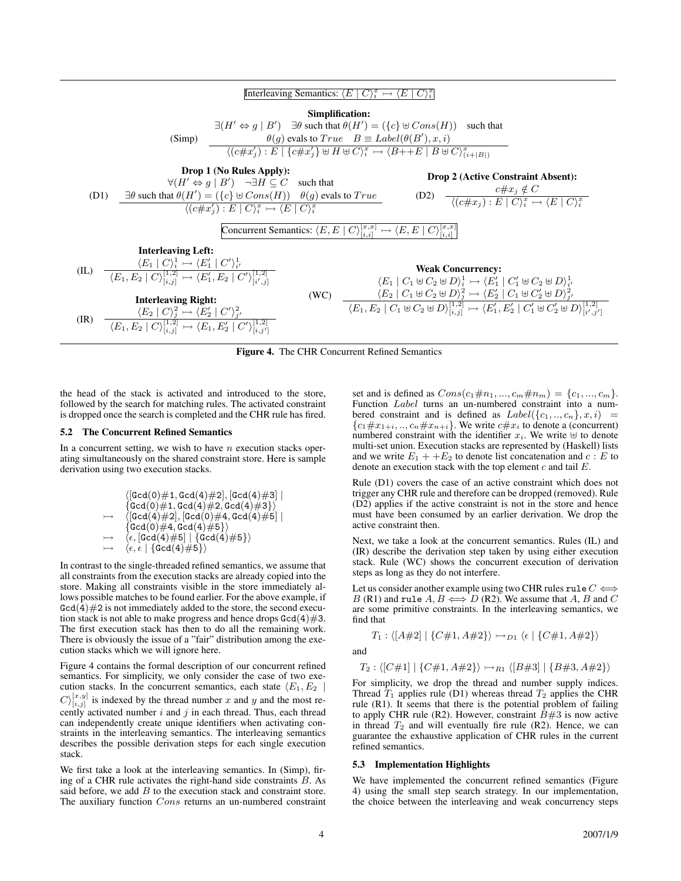**Interleaving Semantics:** $\langle E \mid C\rangle_i^x \rightarrowtail \langle E \mid C\rangle_i^x$

**Simplification:**

$$\text{(Simp)}\quad \frac{\begin{array}{c}\exists (H' \Leftrightarrow g \mid B') \quad \exists\theta \text{ such that } \theta(H') = (\{c\} \uplus Cons(H)) \quad \text{such that} \\ \theta(g) \text{ evals to } True \quad B \equiv Label(\theta(B'), x, i)\end{array}}{\langle (c\#x'_j) : E \mid \{c\#x'_j\} \uplus H \uplus C\rangle_i^x \rightarrowtail \langle B{+}{+}E \mid B \uplus C\rangle^x_{(i+|B|)}}$$

**Drop 1 (No Rules Apply):**

$$\text{(D1)}\quad \frac{\begin{array}{c}\forall (H' \Leftrightarrow g \mid B') \quad \neg\exists H \subseteq C \quad \text{such that} \\ \exists\theta \text{ such that } \theta(H') = (\{c\} \uplus Cons(H)) \quad \theta(g) \text{ evals to } True\end{array}}{\langle (c\#x'_j) : E \mid C\rangle_i^x \rightarrowtail \langle E \mid C\rangle_i^x}$$

**Drop 2 (Active Constraint Absent):**

$$\text{(D2)}\quad \frac{c\#x_j \notin C}{\langle (c\#x_j) : E \mid C\rangle_i^x \rightarrowtail \langle E \mid C\rangle_i^x}$$

**Concurrent Semantics:** $\langle E, E \mid C\rangle_{[i,i]}^{[x,x]} \rightarrowtail \langle E, E \mid C\rangle_{[i,i]}^{[x,x]}$

**Interleaving Left:**

$$\text{(IL)}\quad \frac{\langle E_1 \mid C\rangle_i^1 \rightarrowtail \langle E'_1 \mid C'\rangle_{i'}^1}{\langle E_1, E_2 \mid C\rangle_{[i,j]}^{[1,2]} \rightarrowtail \langle E'_1, E_2 \mid C'\rangle_{[i',j]}^{[1,2]}}$$

**Interleaving Right:**

$$\text{(IR)}\quad \frac{\langle E_2 \mid C\rangle_j^2 \rightarrowtail \langle E'_2 \mid C'\rangle_{j'}^2}{\langle E_1, E_2 \mid C\rangle_{[i,j]}^{[1,2]} \rightarrowtail \langle E_1, E'_2 \mid C'\rangle_{[i,j']}^{[1,2]}}$$

**Weak Concurrency:**

$$\text{(WC)}\quad \frac{\begin{array}{c}\langle E_1 \mid C_1 \uplus C_2 \uplus D\rangle_i^1 \rightarrowtail \langle E'_1 \mid C'_1 \uplus C_2 \uplus D\rangle_{i'}^1 \\ \langle E_2 \mid C_1 \uplus C_2 \uplus D\rangle_j^2 \rightarrowtail \langle E'_2 \mid C_1 \uplus C'_2 \uplus D\rangle_{j'}^2\end{array}}{\langle E_1, E_2 \mid C_1 \uplus C_2 \uplus D\rangle_{[i,j]}^{[1,2]} \rightarrowtail \langle E'_1, E'_2 \mid C'_1 \uplus C'_2 \uplus D\rangle_{[i',j']}^{[1,2]}}$$

**Figure 4.** The CHR Concurrent Refined Semantics

the head of the stack is activated and introduced to the store, followed by the search for matching rules. The activated constraint is dropped once the search is completed and the CHR rule has fired.

### 5.2 The Concurrent Refined Semantics

In a concurrent setting, we wish to have $n$ execution stacks operating simultaneously on the shared constraint store. Here is sample derivation using two execution stacks.

$$\begin{array}{ll} & \langle [\texttt{Gcd}(0)\#1, \texttt{Gcd}(4)\#2], [\texttt{Gcd}(4)\#3] \mid \\ & \{\texttt{Gcd}(0)\#1, \texttt{Gcd}(4)\#2, \texttt{Gcd}(4)\#3\}\rangle \\ \rightarrowtail & \langle [\texttt{Gcd}(4)\#2], [\texttt{Gcd}(0)\#4, \texttt{Gcd}(4)\#5] \mid \\ & \{\texttt{Gcd}(0)\#4, \texttt{Gcd}(4)\#5\}\rangle \\ \rightarrowtail & \langle \epsilon, [\texttt{Gcd}(4)\#5] \mid \{\texttt{Gcd}(4)\#5\}\rangle \\ \rightarrowtail & \langle \epsilon, \epsilon \mid \{\texttt{Gcd}(4)\#5\}\rangle \end{array}$$

In contrast to the single-threaded refined semantics, we assume that all constraints from the execution stacks are already copied into the store. Making all constraints visible in the store immediately allows possible matches to be found earlier. For the above example, if $\texttt{Gcd}(4)\#2$ is not immediately added to the store, the second execution stack is not able to make progress and hence drops $\texttt{Gcd}(4)\#3$. The first execution stack has then to do all the remaining work. There is obviously the issue of a "fair" distribution among the execution stacks which we will ignore here.

Figure 4 contains the formal description of our concurrent refined semantics. For simplicity, we only consider the case of two execution stacks. In the concurrent semantics, each state $\langle E_1, E_2 \mid C\rangle_{[i,j]}^{[x,y]}$ is indexed by the thread number $x$ and $y$ and the most recently activated number $i$ and $j$ in each thread. Thus, each thread can independently create unique identifiers when activating constraints in the interleaving semantics. The interleaving semantics describes the possible derivation steps for each single execution stack.

We first take a look at the interleaving semantics. In (Simp), firing of a CHR rule activates the right-hand side constraints $B$. As said before, we add $B$ to the execution stack and constraint store. The auxiliary function $Cons$ returns an un-numbered constraint set and is defined as $Cons(c_1\#n_1, ..., c_m\#n_m) = \{c_1, ..., c_m\}$. Function $Label$ turns an un-numbered constraint into a numbered constraint and is defined as $Label(\{c_1, .., c_n\}, x, i) = \{c_1\#x_{1+i}, .., c_n\#x_{n+i}\}$. We write $c\#x_i$ to denote a (concurrent) numbered constraint with the identifier $x_i$. We write $\uplus$ to denote multi-set union. Execution stacks are represented by (Haskell) lists and we write $E_1 ++ E_2$ to denote list concatenation and $c : E$ to denote an execution stack with the top element $c$ and tail $E$.

Rule (D1) covers the case of an active constraint which does not trigger any CHR rule and therefore can be dropped (removed). Rule (D2) applies if the active constraint is not in the store and hence must have been consumed by an earlier derivation. We drop the active constraint then.

Next, we take a look at the concurrent semantics. Rules (IL) and (IR) describe the derivation step taken by using either execution stack. Rule (WC) shows the concurrent execution of derivation steps as long as they do not interfere.

Let us consider another example using two CHR rules $\texttt{rule}\ C \Longleftrightarrow B$ (R1) and $\texttt{rule}\ A, B \Longleftrightarrow D$ (R2). We assume that $A$, $B$ and $C$ are some primitive constraints. In the interleaving semantics, we find that

$$T_1 : \langle [A\#2] \mid \{C\#1, A\#2\}\rangle \rightarrowtail_{D1} \langle \epsilon \mid \{C\#1, A\#2\}\rangle$$

and

$$T_2 : \langle [C\#1] \mid \{C\#1, A\#2\}\rangle \rightarrowtail_{R1} \langle [B\#3] \mid \{B\#3, A\#2\}\rangle$$

For simplicity, we drop the thread and number supply indices. Thread $T_1$ applies rule (D1) whereas thread $T_2$ applies the CHR rule (R1). It seems that there is the potential problem of failing to apply CHR rule (R2). However, constraint $B\#3$ is now active in thread $T_2$ and will eventually fire rule (R2). Hence, we can guarantee the exhaustive application of CHR rules in the current refined semantics.

### 5.3 Implementation Highlights

We have implemented the concurrent refined semantics (Figure 4) using the small step search strategy. In our implementation, the choice between the interleaving and weak concurrency steps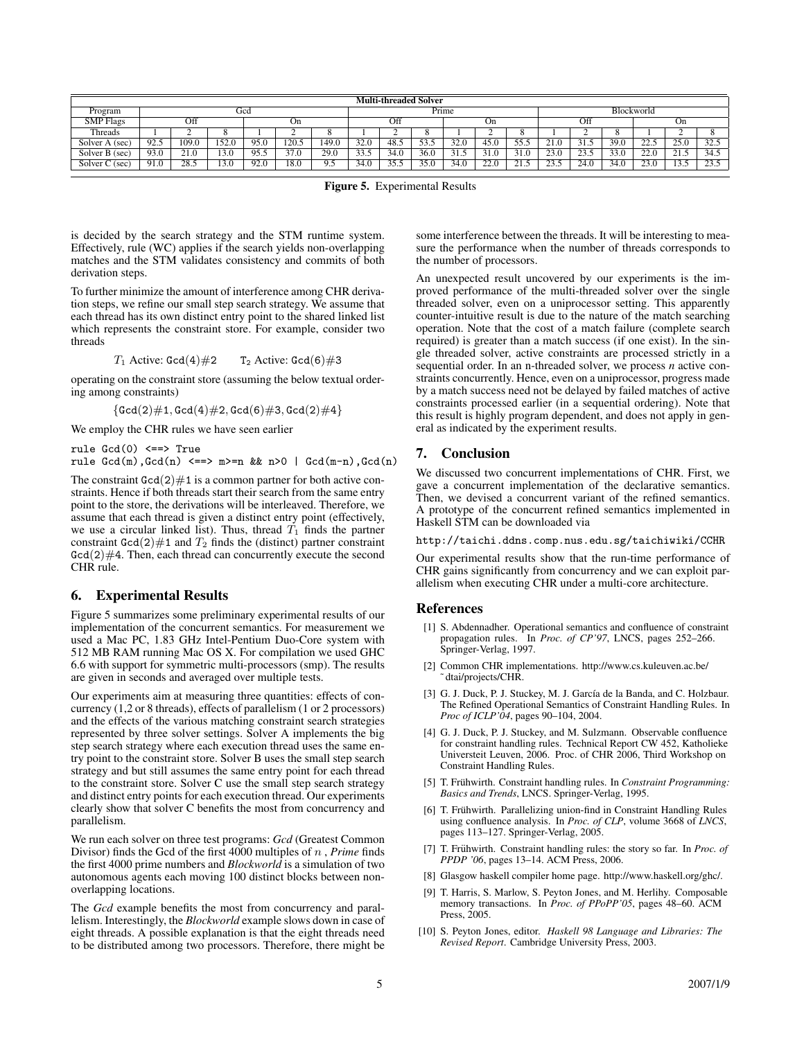| Multi-threaded Solver | | | | | | | | | | | | | | | | | | |
|---|---|---|---|---|---|---|---|---|---|---|---|---|---|---|---|---|---|---|
| Program | Gcd | | | | | | Prime | | | | | | Blockworld | | | | | |
| SMP Flags | Off | | | On | | | Off | | | On | | | Off | | | On | | |
| Threads | 1 | 2 | 8 | 1 | 2 | 8 | 1 | 2 | 8 | 1 | 2 | 8 | 1 | 2 | 8 | 1 | 2 | 8 |
| Solver A (sec) | 92.5 | 109.0 | 152.0 | 95.0 | 120.5 | 149.0 | 32.0 | 48.5 | 53.5 | 32.0 | 45.0 | 55.5 | 21.0 | 31.5 | 39.0 | 22.5 | 25.0 | 32.5 |
| Solver B (sec) | 93.0 | 21.0 | 13.0 | 95.5 | 37.0 | 29.0 | 33.5 | 34.0 | 36.0 | 31.5 | 31.0 | 31.0 | 23.0 | 23.5 | 33.0 | 22.0 | 21.5 | 34.5 |
| Solver C (sec) | 91.0 | 28.5 | 13.0 | 92.0 | 18.0 | 9.5 | 34.0 | 35.5 | 35.0 | 34.0 | 22.0 | 21.5 | 23.5 | 24.0 | 34.0 | 23.0 | 13.5 | 23.5 |

**Figure 5.** Experimental Results

is decided by the search strategy and the STM runtime system. Effectively, rule (WC) applies if the search yields non-overlapping matches and the STM validates consistency and commits of both derivation steps.

To further minimize the amount of interference among CHR derivation steps, we refine our small step search strategy. We assume that each thread has its own distinct entry point to the shared linked list which represents the constraint store. For example, consider two threads

$T_1$ Active: $\texttt{Gcd}(4)\#2$ $\quad$ $T_2$ Active: $\texttt{Gcd}(6)\#3$

operating on the constraint store (assuming the below textual ordering among constraints)

$$\{\texttt{Gcd}(2)\#1, \texttt{Gcd}(4)\#2, \texttt{Gcd}(6)\#3, \texttt{Gcd}(2)\#4\}$$

We employ the CHR rules we have seen earlier

```
rule Gcd(0) <==> True
rule Gcd(m),Gcd(n) <==> m>=n && n>0 | Gcd(m-n),Gcd(n)
```

The constraint $\texttt{Gcd}(2)\#1$ is a common partner for both active constraints. Hence if both threads start their search from the same entry point to the store, the derivations will be interleaved. Therefore, we assume that each thread is given a distinct entry point (effectively, we use a circular linked list). Thus, thread $T_1$ finds the partner constraint $\texttt{Gcd}(2)\#1$ and $T_2$ finds the (distinct) partner constraint $\texttt{Gcd}(2)\#4$. Then, each thread can concurrently execute the second CHR rule.

## 6. Experimental Results

Figure 5 summarizes some preliminary experimental results of our implementation of the concurrent semantics. For measurement we used a Mac PC, 1.83 GHz Intel-Pentium Duo-Core system with 512 MB RAM running Mac OS X. For compilation we used GHC 6.6 with support for symmetric multi-processors (smp). The results are given in seconds and averaged over multiple tests.

Our experiments aim at measuring three quantities: effects of concurrency (1,2 or 8 threads), effects of parallelism (1 or 2 processors) and the effects of the various matching constraint search strategies represented by three solver settings. Solver A implements the big step search strategy where each execution thread uses the same entry point to the constraint store. Solver B uses the small step search strategy and but still assumes the same entry point for each thread to the constraint store. Solver C use the small step search strategy and distinct entry points for each execution thread. Our experiments clearly show that solver C benefits the most from concurrency and parallelism.

We run each solver on three test programs: *Gcd* (Greatest Common Divisor) finds the Gcd of the first 4000 multiples of $n$ , *Prime* finds the first 4000 prime numbers and *Blockworld* is a simulation of two autonomous agents each moving 100 distinct blocks between non-overlapping locations.

The *Gcd* example benefits the most from concurrency and parallelism. Interestingly, the *Blockworld* example slows down in case of eight threads. A possible explanation is that the eight threads need to be distributed among two processors. Therefore, there might be some interference between the threads. It will be interesting to measure the performance when the number of threads corresponds to the number of processors.

An unexpected result uncovered by our experiments is the improved performance of the multi-threaded solver over the single threaded solver, even on a uniprocessor setting. This apparently counter-intuitive result is due to the nature of the match searching operation. Note that the cost of a match failure (complete search required) is greater than a match success (if one exist). In the single threaded solver, active constraints are processed strictly in a sequential order. In an n-threaded solver, we process *n* active constraints concurrently. Hence, even on a uniprocessor, progress made by a match success need not be delayed by failed matches of active constraints processed earlier (in a sequential ordering). Note that this result is highly program dependent, and does not apply in general as indicated by the experiment results.

## 7. Conclusion

We discussed two concurrent implementations of CHR. First, we gave a concurrent implementation of the declarative semantics. Then, we devised a concurrent variant of the refined semantics. A prototype of the concurrent refined semantics implemented in Haskell STM can be downloaded via

`http://taichi.ddns.comp.nus.edu.sg/taichiwiki/CCHR`

Our experimental results show that the run-time performance of CHR gains significantly from concurrency and we can exploit parallelism when executing CHR under a multi-core architecture.

## References

[1] S. Abdennadher. Operational semantics and confluence of constraint propagation rules. In *Proc. of CP'97*, LNCS, pages 252–266. Springer-Verlag, 1997.

[2] Common CHR implementations. http://www.cs.kuleuven.ac.be/~dtai/projects/CHR.

[3] G. J. Duck, P. J. Stuckey, M. J. García de la Banda, and C. Holzbaur. The Refined Operational Semantics of Constraint Handling Rules. In *Proc of ICLP'04*, pages 90–104, 2004.

[4] G. J. Duck, P. J. Stuckey, and M. Sulzmann. Observable confluence for constraint handling rules. Technical Report CW 452, Katholieke Universteit Leuven, 2006. Proc. of CHR 2006, Third Workshop on Constraint Handling Rules.

[5] T. Frühwirth. Constraint handling rules. In *Constraint Programming: Basics and Trends*, LNCS. Springer-Verlag, 1995.

[6] T. Frühwirth. Parallelizing union-find in Constraint Handling Rules using confluence analysis. In *Proc. of CLP*, volume 3668 of *LNCS*, pages 113–127. Springer-Verlag, 2005.

[7] T. Frühwirth. Constraint handling rules: the story so far. In *Proc. of PPDP '06*, pages 13–14. ACM Press, 2006.

[8] Glasgow haskell compiler home page. http://www.haskell.org/ghc/.

[9] T. Harris, S. Marlow, S. Peyton Jones, and M. Herlihy. Composable memory transactions. In *Proc. of PPoPP'05*, pages 48–60. ACM Press, 2005.

[10] S. Peyton Jones, editor. *Haskell 98 Language and Libraries: The Revised Report*. Cambridge University Press, 2003.